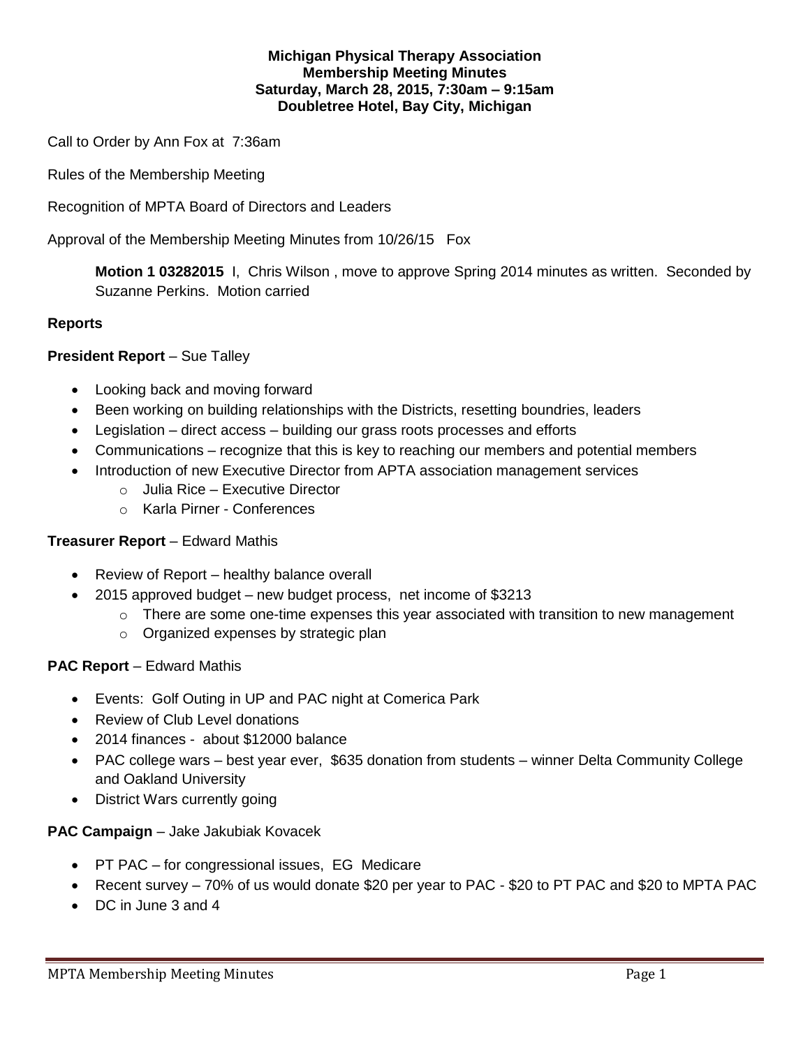**Michigan Physical Therapy Association**
**Membership Meeting Minutes**
**Saturday, March 28, 2015, 7:30am – 9:15am**
**Doubletree Hotel, Bay City, Michigan**

Call to Order by Ann Fox at 7:36am

Rules of the Membership Meeting

Recognition of MPTA Board of Directors and Leaders

Approval of the Membership Meeting Minutes from 10/26/15 Fox

> **Motion 1 03282015** I, Chris Wilson , move to approve Spring 2014 minutes as written. Seconded by Suzanne Perkins. Motion carried

**Reports**

**President Report** – Sue Talley

- Looking back and moving forward
- Been working on building relationships with the Districts, resetting boundries, leaders
- Legislation – direct access – building our grass roots processes and efforts
- Communications – recognize that this is key to reaching our members and potential members
- Introduction of new Executive Director from APTA association management services
  - Julia Rice – Executive Director
  - Karla Pirner - Conferences

**Treasurer Report** – Edward Mathis

- Review of Report – healthy balance overall
- 2015 approved budget – new budget process, net income of $3213
  - There are some one-time expenses this year associated with transition to new management
  - Organized expenses by strategic plan

**PAC Report** – Edward Mathis

- Events: Golf Outing in UP and PAC night at Comerica Park
- Review of Club Level donations
- 2014 finances - about $12000 balance
- PAC college wars – best year ever, $635 donation from students – winner Delta Community College and Oakland University
- District Wars currently going

**PAC Campaign** – Jake Jakubiak Kovacek

- PT PAC – for congressional issues, EG Medicare
- Recent survey – 70% of us would donate $20 per year to PAC - $20 to PT PAC and $20 to MPTA PAC
- DC in June 3 and 4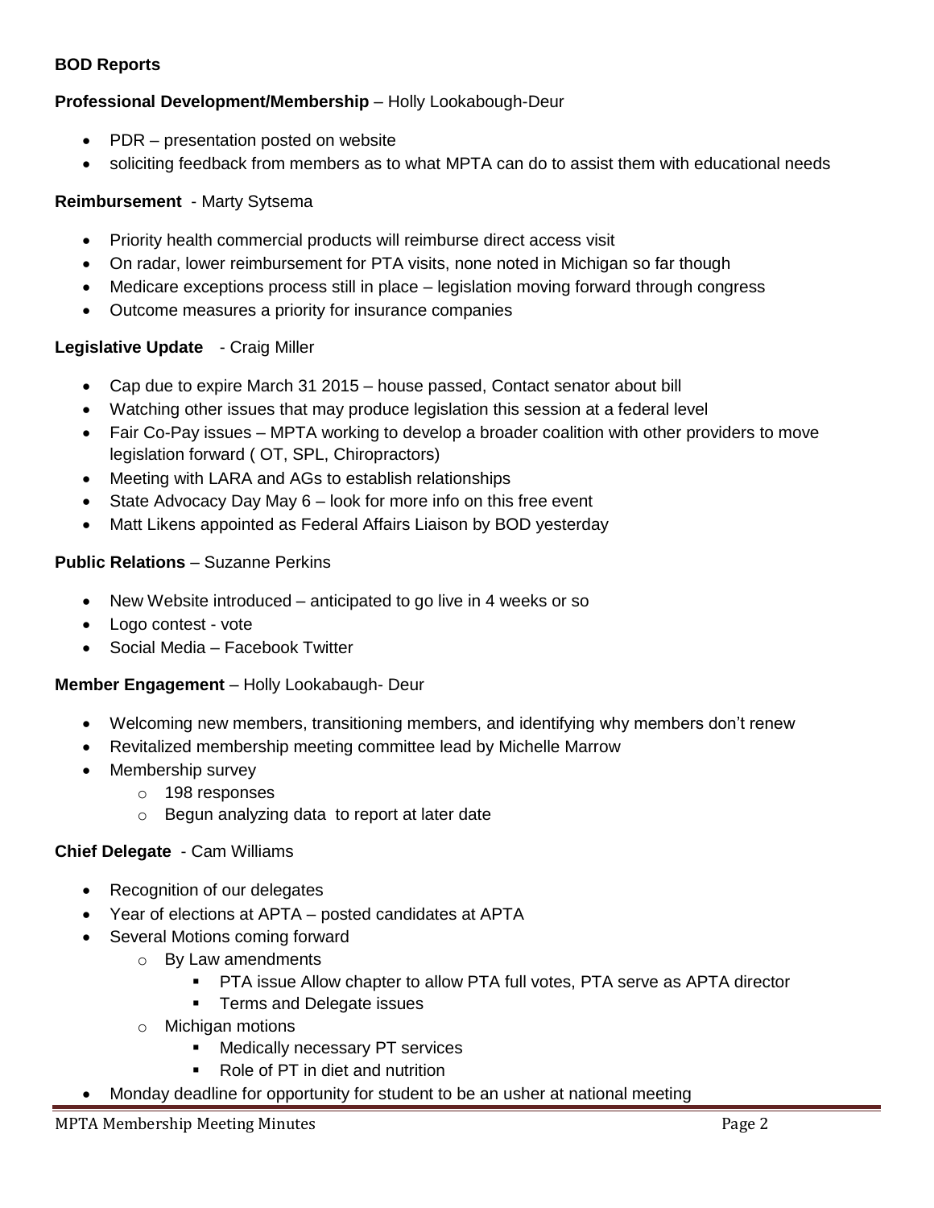**BOD Reports**

**Professional Development/Membership** – Holly Lookabough-Deur

- PDR – presentation posted on website
- soliciting feedback from members as to what MPTA can do to assist them with educational needs

**Reimbursement** - Marty Sytsema

- Priority health commercial products will reimburse direct access visit
- On radar, lower reimbursement for PTA visits, none noted in Michigan so far though
- Medicare exceptions process still in place – legislation moving forward through congress
- Outcome measures a priority for insurance companies

**Legislative Update** - Craig Miller

- Cap due to expire March 31 2015 – house passed, Contact senator about bill
- Watching other issues that may produce legislation this session at a federal level
- Fair Co-Pay issues – MPTA working to develop a broader coalition with other providers to move legislation forward ( OT, SPL, Chiropractors)
- Meeting with LARA and AGs to establish relationships
- State Advocacy Day May 6 – look for more info on this free event
- Matt Likens appointed as Federal Affairs Liaison by BOD yesterday

**Public Relations** – Suzanne Perkins

- New Website introduced – anticipated to go live in 4 weeks or so
- Logo contest - vote
- Social Media – Facebook Twitter

**Member Engagement** – Holly Lookabaugh- Deur

- Welcoming new members, transitioning members, and identifying why members don't renew
- Revitalized membership meeting committee lead by Michelle Marrow
- Membership survey
  - 198 responses
  - Begun analyzing data to report at later date

**Chief Delegate** - Cam Williams

- Recognition of our delegates
- Year of elections at APTA – posted candidates at APTA
- Several Motions coming forward
  - By Law amendments
    - PTA issue Allow chapter to allow PTA full votes, PTA serve as APTA director
    - Terms and Delegate issues
  - Michigan motions
    - Medically necessary PT services
    - Role of PT in diet and nutrition
- Monday deadline for opportunity for student to be an usher at national meeting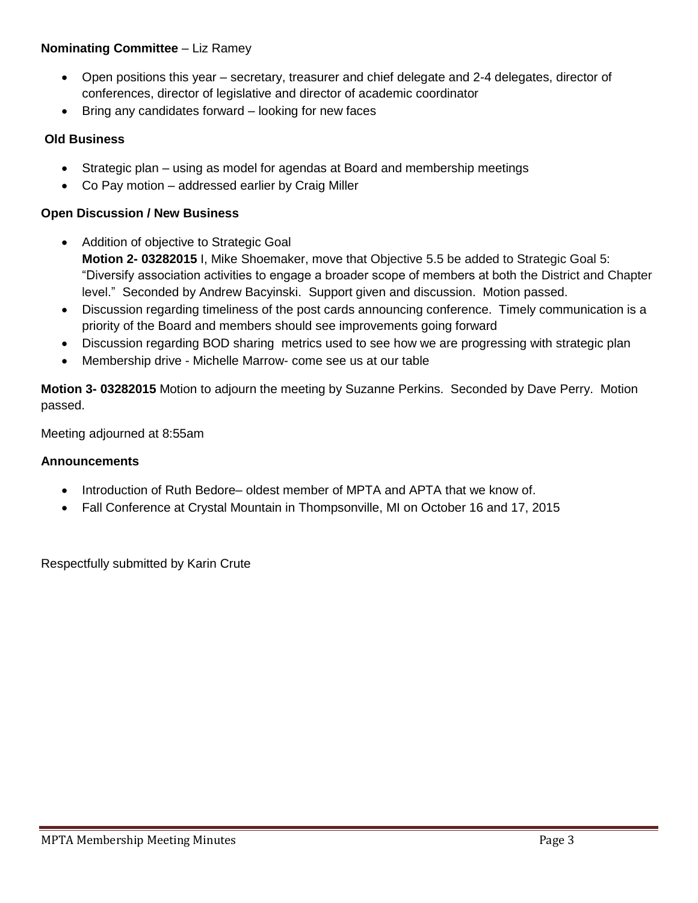**Nominating Committee** – Liz Ramey

- Open positions this year – secretary, treasurer and chief delegate and 2-4 delegates, director of conferences, director of legislative and director of academic coordinator
- Bring any candidates forward – looking for new faces

**Old Business**

- Strategic plan – using as model for agendas at Board and membership meetings
- Co Pay motion – addressed earlier by Craig Miller

**Open Discussion / New Business**

- Addition of objective to Strategic Goal
  **Motion 2- 03282015** I, Mike Shoemaker, move that Objective 5.5 be added to Strategic Goal 5: "Diversify association activities to engage a broader scope of members at both the District and Chapter level." Seconded by Andrew Bacyinski. Support given and discussion. Motion passed.
- Discussion regarding timeliness of the post cards announcing conference. Timely communication is a priority of the Board and members should see improvements going forward
- Discussion regarding BOD sharing metrics used to see how we are progressing with strategic plan
- Membership drive - Michelle Marrow- come see us at our table

**Motion 3- 03282015** Motion to adjourn the meeting by Suzanne Perkins. Seconded by Dave Perry. Motion passed.

Meeting adjourned at 8:55am

**Announcements**

- Introduction of Ruth Bedore– oldest member of MPTA and APTA that we know of.
- Fall Conference at Crystal Mountain in Thompsonville, MI on October 16 and 17, 2015

Respectfully submitted by Karin Crute